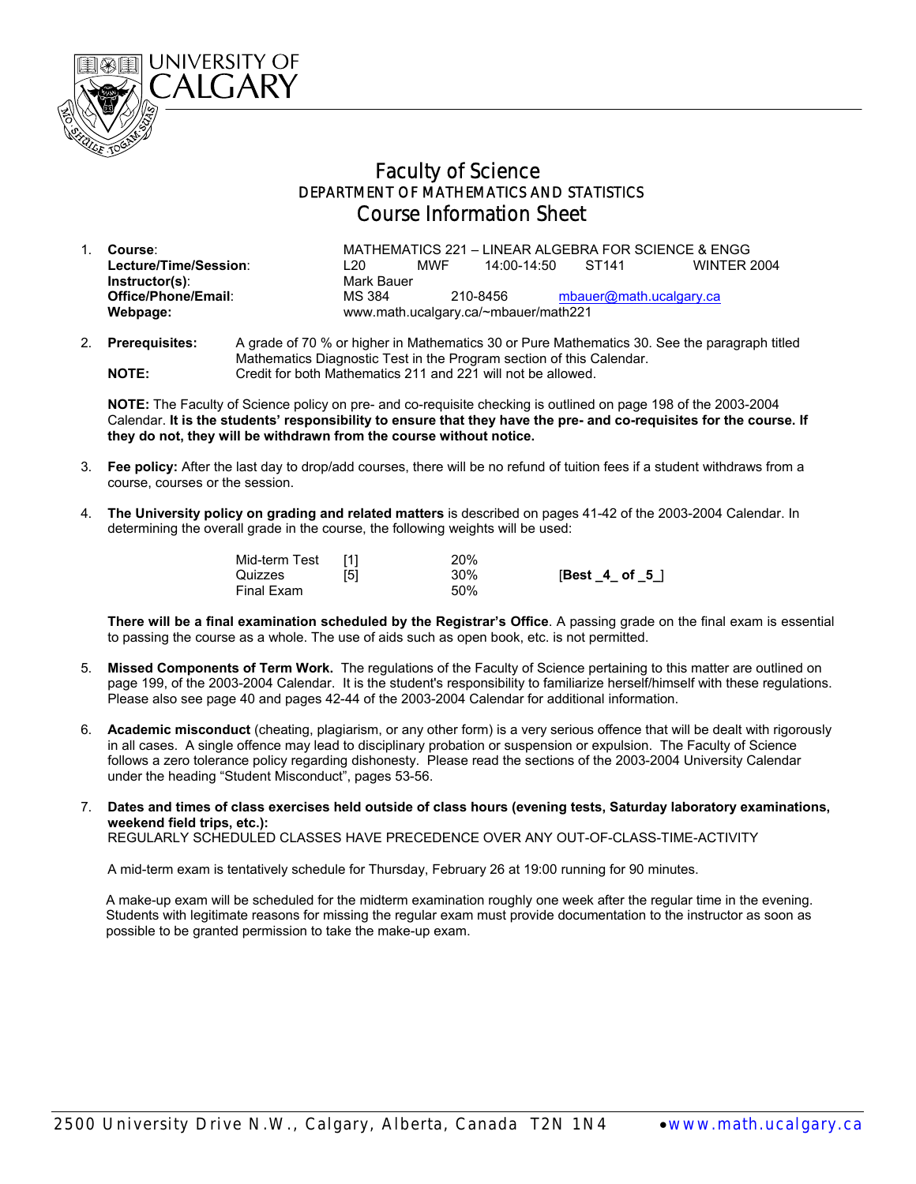UNIVERSITY OF CALGARY

# Faculty of Science

## DEPARTMENT OF MATHEMATICS AND STATISTICS

## Course Information Sheet

1. **Course**: MATHEMATICS 221 – LINEAR ALGEBRA FOR SCIENCE & ENGG
   **Lecture/Time/Session**: L20 MWF 14:00-14:50 ST141 WINTER 2004
   **Instructor(s)**: Mark Bauer
   **Office/Phone/Email**: MS 384 210-8456 mbauer@math.ucalgary.ca
   **Webpage:** www.math.ucalgary.ca/~mbauer/math221

2. **Prerequisites:** A grade of 70 % or higher in Mathematics 30 or Pure Mathematics 30. See the paragraph titled Mathematics Diagnostic Test in the Program section of this Calendar.
   **NOTE:** Credit for both Mathematics 211 and 221 will not be allowed.

   **NOTE:** The Faculty of Science policy on pre- and co-requisite checking is outlined on page 198 of the 2003-2004 Calendar. **It is the students' responsibility to ensure that they have the pre- and co-requisites for the course. If they do not, they will be withdrawn from the course without notice.**

3. **Fee policy:** After the last day to drop/add courses, there will be no refund of tuition fees if a student withdraws from a course, courses or the session.

4. **The University policy on grading and related matters** is described on pages 41-42 of the 2003-2004 Calendar. In determining the overall grade in the course, the following weights will be used:

| | | | |
|---|---|---|---|
| Mid-term Test | [1] | 20% | |
| Quizzes | [5] | 30% | **[Best _4_ of _5_]** |
| Final Exam | | 50% | |

   **There will be a final examination scheduled by the Registrar's Office**. A passing grade on the final exam is essential to passing the course as a whole. The use of aids such as open book, etc. is not permitted.

5. **Missed Components of Term Work.** The regulations of the Faculty of Science pertaining to this matter are outlined on page 199, of the 2003-2004 Calendar. It is the student's responsibility to familiarize herself/himself with these regulations. Please also see page 40 and pages 42-44 of the 2003-2004 Calendar for additional information.

6. **Academic misconduct** (cheating, plagiarism, or any other form) is a very serious offence that will be dealt with rigorously in all cases. A single offence may lead to disciplinary probation or suspension or expulsion. The Faculty of Science follows a zero tolerance policy regarding dishonesty. Please read the sections of the 2003-2004 University Calendar under the heading "Student Misconduct", pages 53-56.

7. **Dates and times of class exercises held outside of class hours (evening tests, Saturday laboratory examinations, weekend field trips, etc.):**
   REGULARLY SCHEDULED CLASSES HAVE PRECEDENCE OVER ANY OUT-OF-CLASS-TIME-ACTIVITY

   A mid-term exam is tentatively schedule for Thursday, February 26 at 19:00 running for 90 minutes.

   A make-up exam will be scheduled for the midterm examination roughly one week after the regular time in the evening. Students with legitimate reasons for missing the regular exam must provide documentation to the instructor as soon as possible to be granted permission to take the make-up exam.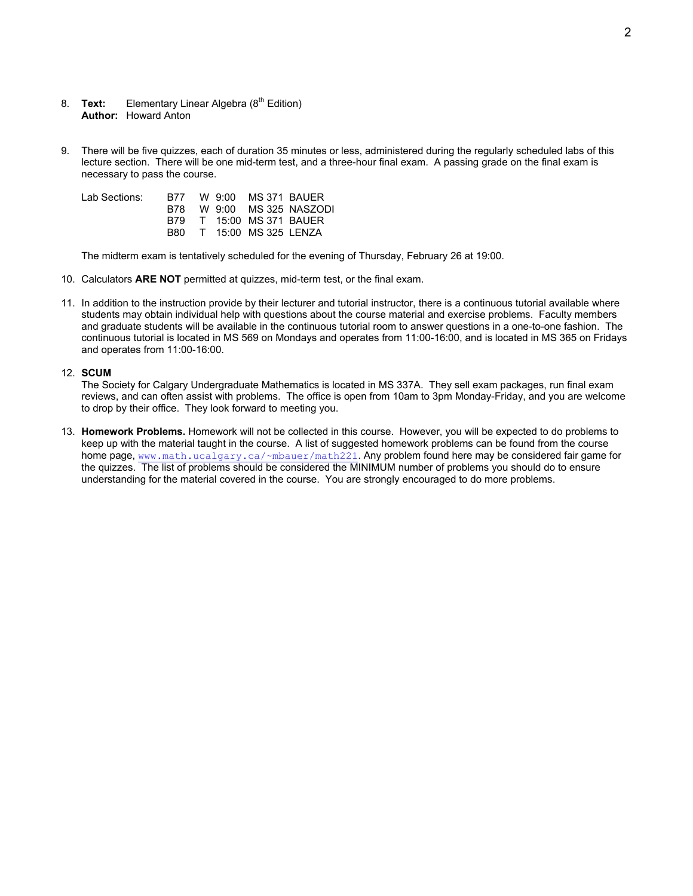8. **Text:** Elementary Linear Algebra (8th Edition)
   **Author:** Howard Anton

9. There will be five quizzes, each of duration 35 minutes or less, administered during the regularly scheduled labs of this lecture section. There will be one mid-term test, and a three-hour final exam. A passing grade on the final exam is necessary to pass the course.

| | | | | | |
|---|---|---|---|---|---|
| Lab Sections: | B77 | W | 9:00 | MS 371 | BAUER |
| | B78 | W | 9:00 | MS 325 | NASZODI |
| | B79 | T | 15:00 | MS 371 | BAUER |
| | B80 | T | 15:00 | MS 325 | LENZA |

   The midterm exam is tentatively scheduled for the evening of Thursday, February 26 at 19:00.

10. Calculators **ARE NOT** permitted at quizzes, mid-term test, or the final exam.

11. In addition to the instruction provide by their lecturer and tutorial instructor, there is a continuous tutorial available where students may obtain individual help with questions about the course material and exercise problems. Faculty members and graduate students will be available in the continuous tutorial room to answer questions in a one-to-one fashion. The continuous tutorial is located in MS 569 on Mondays and operates from 11:00-16:00, and is located in MS 365 on Fridays and operates from 11:00-16:00.

12. **SCUM**
    The Society for Calgary Undergraduate Mathematics is located in MS 337A. They sell exam packages, run final exam reviews, and can often assist with problems. The office is open from 10am to 3pm Monday-Friday, and you are welcome to drop by their office. They look forward to meeting you.

13. **Homework Problems.** Homework will not be collected in this course. However, you will be expected to do problems to keep up with the material taught in the course. A list of suggested homework problems can be found from the course home page, www.math.ucalgary.ca/~mbauer/math221. Any problem found here may be considered fair game for the quizzes. The list of problems should be considered the MINIMUM number of problems you should do to ensure understanding for the material covered in the course. You are strongly encouraged to do more problems.